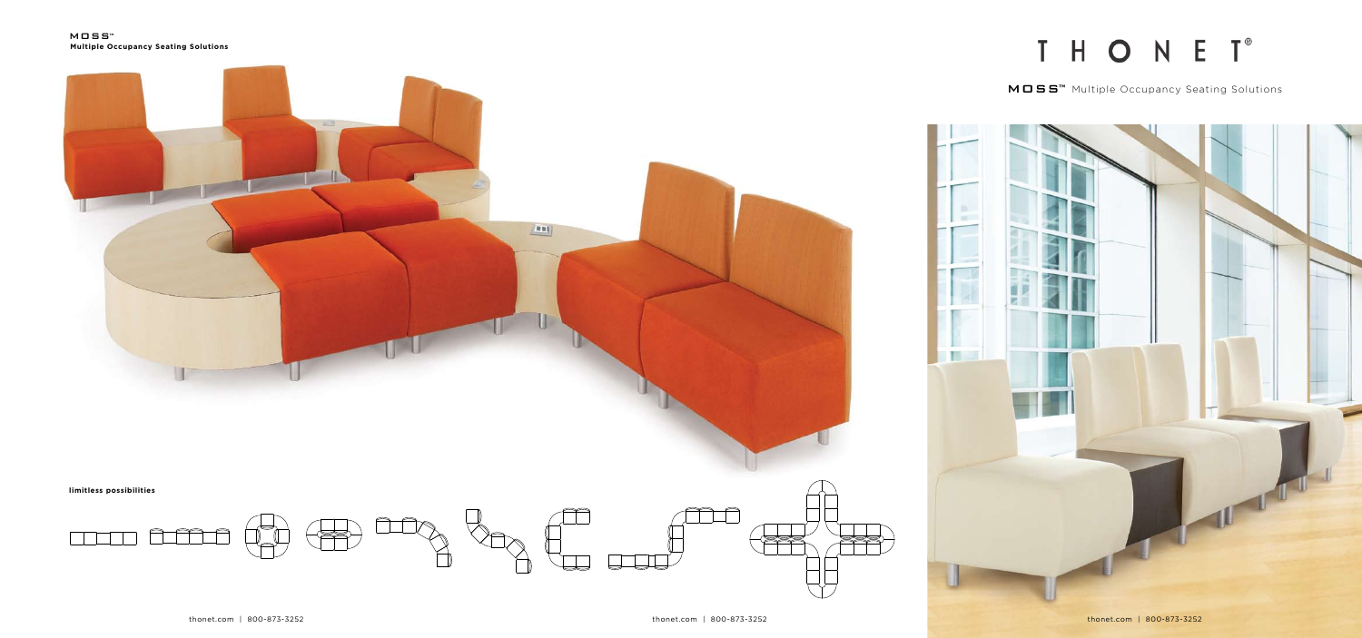MOSS™
**Multiple Occupancy Seating Solutions**

**limitless possibilities**

thonet.com | 800-873-3252

# THONET®

**MOSS™** Multiple Occupancy Seating Solutions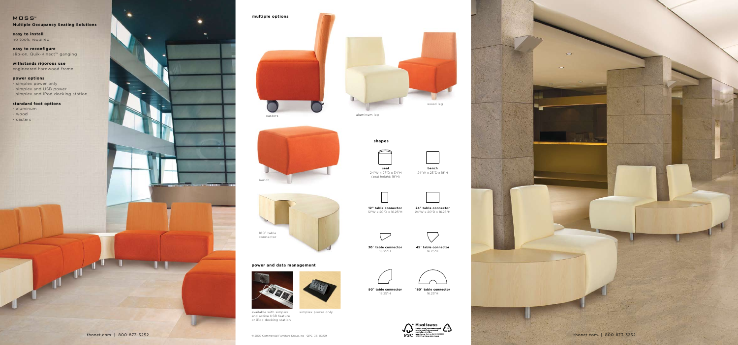# MOSS™

**Multiple Occupancy Seating Solutions**

**easy to install**
no tools required

**easy to reconfigure**
slip-on, Quik-Kinect™ ganging

**withstands rigorous use**
engineered hardwood frame

**power options**
- simplex power only
- simplex and USB power
- simplex and iPod docking station

**standard foot options**
- aluminum
- wood
- casters

thonet.com | 800-873-3252

**multiple options**

casters

aluminum leg

wood leg

bench

180˚ table connector

**shapes**

**seat**
24"W x 27"D x 34"H
(seat height: 18"H)

**bench**
24"W x 23"D x 18"H

**12" table connector**
12"W x 20"D x 16.25"H

**24" table connector**
24"W x 20"D x 16.25"H

**30˚ table connector**
16.25"H

**45˚ table connector**
16.25"H

**90˚ table connector**
16.25"H

**180˚ table connector**
16.25"H

**power and data management**

available with simplex and active USB feature or iPod docking station

simplex power only

© 2009 Commercial Furniture Group, Inc QPC 7.5 07/09

Mixed Sources

thonet.com | 800-873-3252